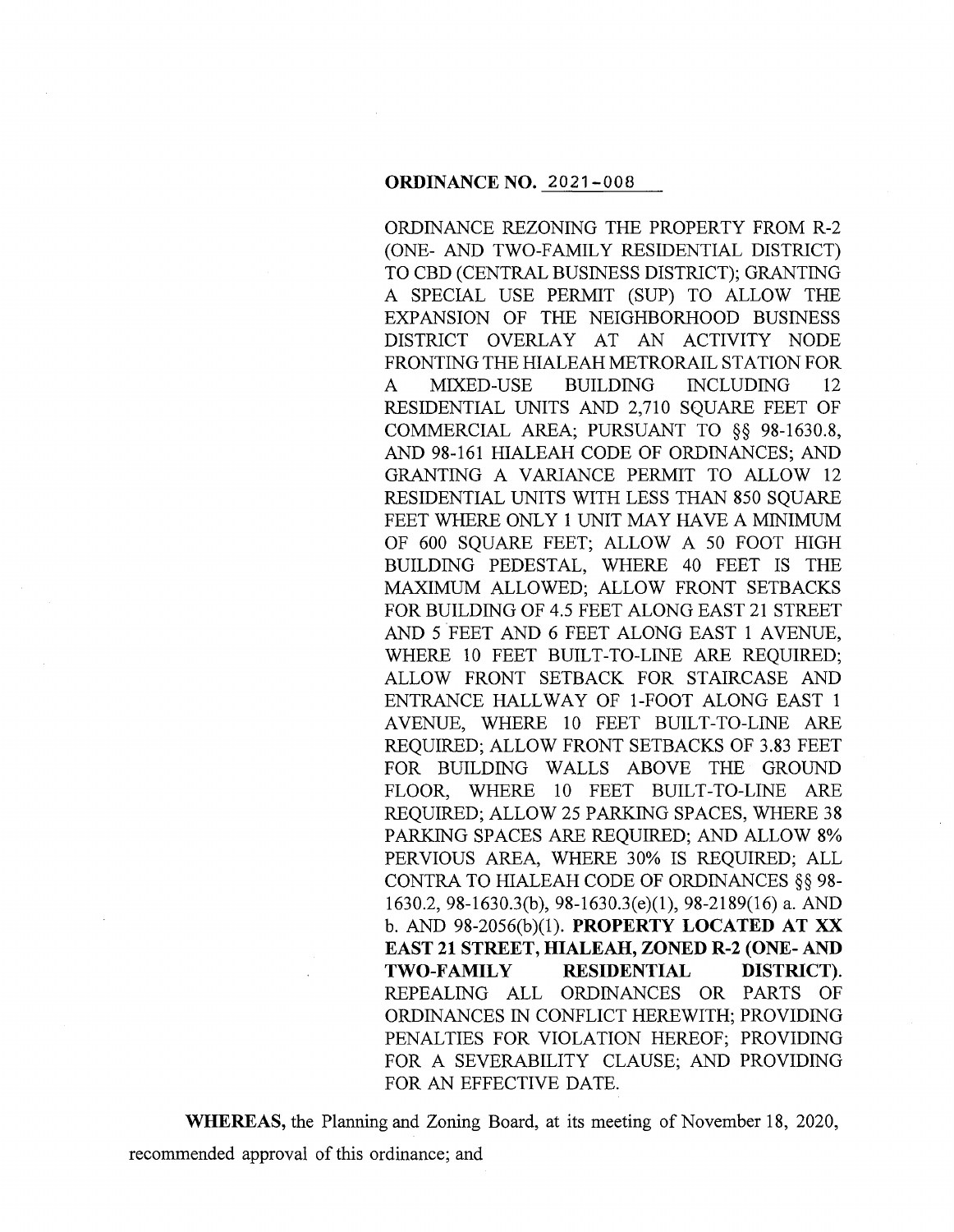**ORDINANCE NO. 2021-008**

ORDINANCE REZONING THE PROPERTY FROM R-2 (ONE- AND TWO-FAMILY RESIDENTIAL DISTRICT) TO CBD (CENTRAL BUSINESS DISTRICT); GRANTING A SPECIAL USE PERMIT (SUP) TO ALLOW THE EXPANSION OF THE NEIGHBORHOOD BUSINESS DISTRICT OVERLAY AT AN ACTIVITY NODE FRONTING THE HIALEAH METRORAIL STATION FOR A MIXED-USE BUILDING INCLUDING 12 RESIDENTIAL UNITS AND 2,710 SQUARE FEET OF COMMERCIAL AREA; PURSUANT TO §§ 98-1630.8, AND 98-161 HIALEAH CODE OF ORDINANCES; AND GRANTING A VARIANCE PERMIT TO ALLOW 12 RESIDENTIAL UNITS WITH LESS THAN 850 SQUARE FEET WHERE ONLY 1 UNIT MAY HAVE A MINIMUM OF 600 SQUARE FEET; ALLOW A 50 FOOT HIGH BUILDING PEDESTAL, WHERE 40 FEET IS THE MAXIMUM ALLOWED; ALLOW FRONT SETBACKS FOR BUILDING OF 4.5 FEET ALONG EAST 21 STREET AND 5 FEET AND 6 FEET ALONG EAST 1 AVENUE, WHERE 10 FEET BUILT-TO-LINE ARE REQUIRED; ALLOW FRONT SETBACK FOR STAIRCASE AND ENTRANCE HALLWAY OF 1-FOOT ALONG EAST 1 AVENUE, WHERE 10 FEET BUILT-TO-LINE ARE REQUIRED; ALLOW FRONT SETBACKS OF 3.83 FEET FOR BUILDING WALLS ABOVE THE GROUND FLOOR, WHERE 10 FEET BUILT-TO-LINE ARE REQUIRED; ALLOW 25 PARKING SPACES, WHERE 38 PARKING SPACES ARE REQUIRED; AND ALLOW 8% PERVIOUS AREA, WHERE 30% IS REQUIRED; ALL CONTRA TO HIALEAH CODE OF ORDINANCES §§ 98-1630.2, 98-1630.3(b), 98-1630.3(e)(1), 98-2189(16) a. AND b. AND 98-2056(b)(1). **PROPERTY LOCATED AT XX EAST 21 STREET, HIALEAH, ZONED R-2 (ONE- AND TWO-FAMILY RESIDENTIAL DISTRICT).** REPEALING ALL ORDINANCES OR PARTS OF ORDINANCES IN CONFLICT HEREWITH; PROVIDING PENALTIES FOR VIOLATION HEREOF; PROVIDING FOR A SEVERABILITY CLAUSE; AND PROVIDING FOR AN EFFECTIVE DATE.

**WHEREAS,** the Planning and Zoning Board, at its meeting of November 18, 2020, recommended approval of this ordinance; and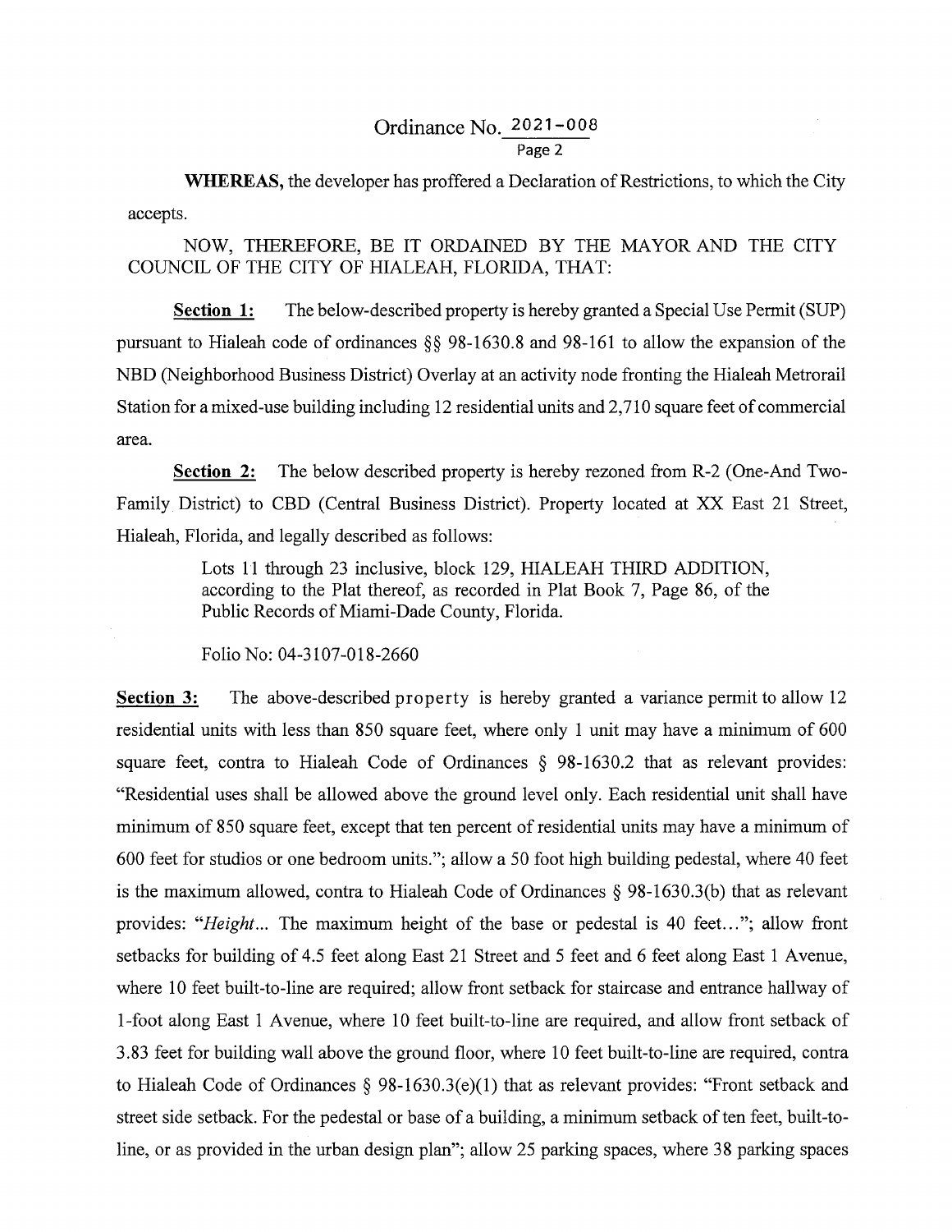Ordinance No. 2021-008

**WHEREAS,** the developer has proffered a Declaration of Restrictions, to which the City accepts.

NOW, THEREFORE, BE IT ORDAINED BY THE MAYOR AND THE CITY COUNCIL OF THE CITY OF HIALEAH, FLORIDA, THAT:

**Section 1:** The below-described property is hereby granted a Special Use Permit (SUP) pursuant to Hialeah code of ordinances §§ 98-1630.8 and 98-161 to allow the expansion of the NBD (Neighborhood Business District) Overlay at an activity node fronting the Hialeah Metrorail Station for a mixed-use building including 12 residential units and 2,710 square feet of commercial area.

**Section 2:** The below described property is hereby rezoned from R-2 (One-And Two-Family District) to CBD (Central Business District). Property located at XX East 21 Street, Hialeah, Florida, and legally described as follows:

> Lots 11 through 23 inclusive, block 129, HIALEAH THIRD ADDITION, according to the Plat thereof, as recorded in Plat Book 7, Page 86, of the Public Records of Miami-Dade County, Florida.
>
> Folio No: 04-3107-018-2660

**Section 3:** The above-described property is hereby granted a variance permit to allow 12 residential units with less than 850 square feet, where only 1 unit may have a minimum of 600 square feet, contra to Hialeah Code of Ordinances § 98-1630.2 that as relevant provides: "Residential uses shall be allowed above the ground level only. Each residential unit shall have minimum of 850 square feet, except that ten percent of residential units may have a minimum of 600 feet for studios or one bedroom units."; allow a 50 foot high building pedestal, where 40 feet is the maximum allowed, contra to Hialeah Code of Ordinances § 98-1630.3(b) that as relevant provides: "*Height...* The maximum height of the base or pedestal is 40 feet..."; allow front setbacks for building of 4.5 feet along East 21 Street and 5 feet and 6 feet along East 1 Avenue, where 10 feet built-to-line are required; allow front setback for staircase and entrance hallway of 1-foot along East 1 Avenue, where 10 feet built-to-line are required, and allow front setback of 3.83 feet for building wall above the ground floor, where 10 feet built-to-line are required, contra to Hialeah Code of Ordinances § 98-1630.3(e)(1) that as relevant provides: "Front setback and street side setback. For the pedestal or base of a building, a minimum setback of ten feet, built-to-line, or as provided in the urban design plan"; allow 25 parking spaces, where 38 parking spaces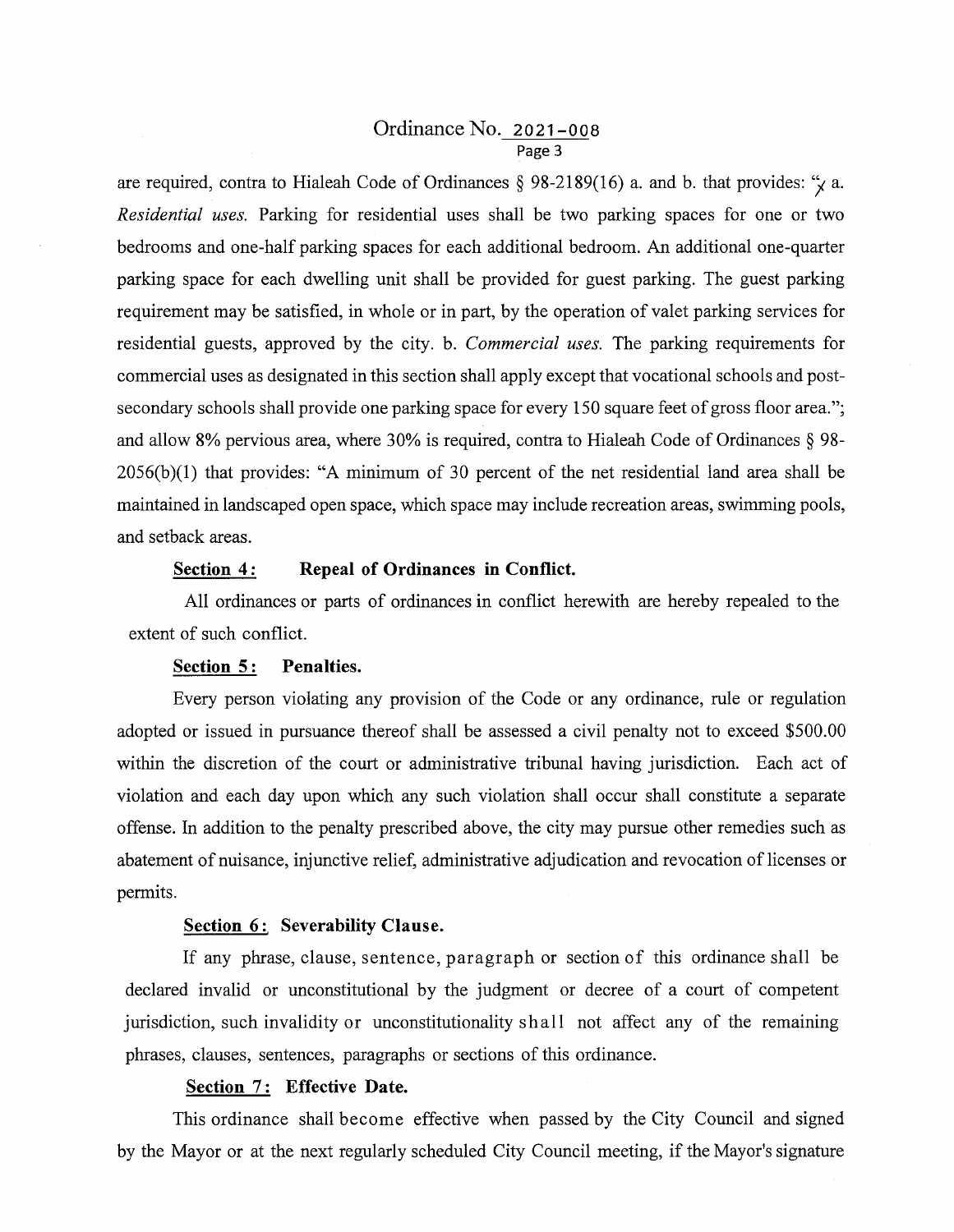are required, contra to Hialeah Code of Ordinances § 98-2189(16) a. and b. that provides: "a. *Residential uses.* Parking for residential uses shall be two parking spaces for one or two bedrooms and one-half parking spaces for each additional bedroom. An additional one-quarter parking space for each dwelling unit shall be provided for guest parking. The guest parking requirement may be satisfied, in whole or in part, by the operation of valet parking services for residential guests, approved by the city. b. *Commercial uses.* The parking requirements for commercial uses as designated in this section shall apply except that vocational schools and post-secondary schools shall provide one parking space for every 150 square feet of gross floor area."; and allow 8% pervious area, where 30% is required, contra to Hialeah Code of Ordinances § 98-2056(b)(1) that provides: "A minimum of 30 percent of the net residential land area shall be maintained in landscaped open space, which space may include recreation areas, swimming pools, and setback areas.

**Section 4: Repeal of Ordinances in Conflict.**

All ordinances or parts of ordinances in conflict herewith are hereby repealed to the extent of such conflict.

**Section 5: Penalties.**

Every person violating any provision of the Code or any ordinance, rule or regulation adopted or issued in pursuance thereof shall be assessed a civil penalty not to exceed $500.00 within the discretion of the court or administrative tribunal having jurisdiction. Each act of violation and each day upon which any such violation shall occur shall constitute a separate offense. In addition to the penalty prescribed above, the city may pursue other remedies such as abatement of nuisance, injunctive relief, administrative adjudication and revocation of licenses or permits.

**Section 6: Severability Clause.**

If any phrase, clause, sentence, paragraph or section of this ordinance shall be declared invalid or unconstitutional by the judgment or decree of a court of competent jurisdiction, such invalidity or unconstitutionality shall not affect any of the remaining phrases, clauses, sentences, paragraphs or sections of this ordinance.

**Section 7: Effective Date.**

This ordinance shall become effective when passed by the City Council and signed by the Mayor or at the next regularly scheduled City Council meeting, if the Mayor's signature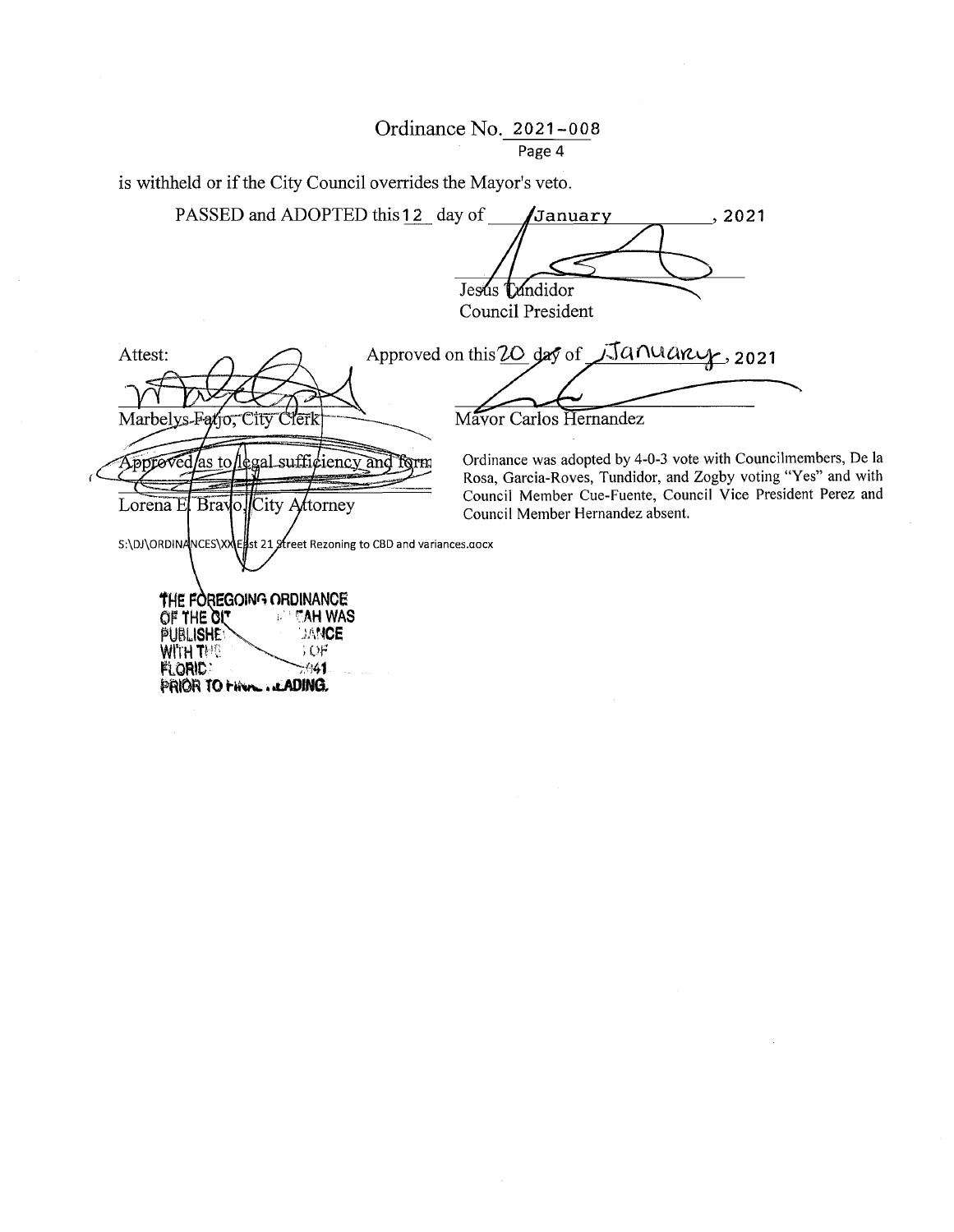Ordinance No. 2021-008

is withheld or if the City Council overrides the Mayor's veto.

PASSED and ADOPTED this 12 day of January, 2021

Jesús Tundidor
Council President

Attest:

Marbelys Fatjo, City Clerk

Approved on this 20 day of January, 2021

Mayor Carlos Hernandez

Approved as to legal sufficiency and form

Lorena E. Bravo, City Attorney

Ordinance was adopted by 4-0-3 vote with Councilmembers, De la Rosa, Garcia-Roves, Tundidor, and Zogby voting "Yes" and with Council Member Cue-Fuente, Council Vice President Perez and Council Member Hernandez absent.

S:\DJ\ORDINANCES\XX\East 21 Street Rezoning to CBD and variances.docx

THE FOREGOING ORDINANCE OF THE CITY OF HIALEAH WAS PUBLISHED IN ACCORDANCE WITH THE PROVISIONS OF FLORIDA STATUTE 166.041 PRIOR TO FINAL READING.